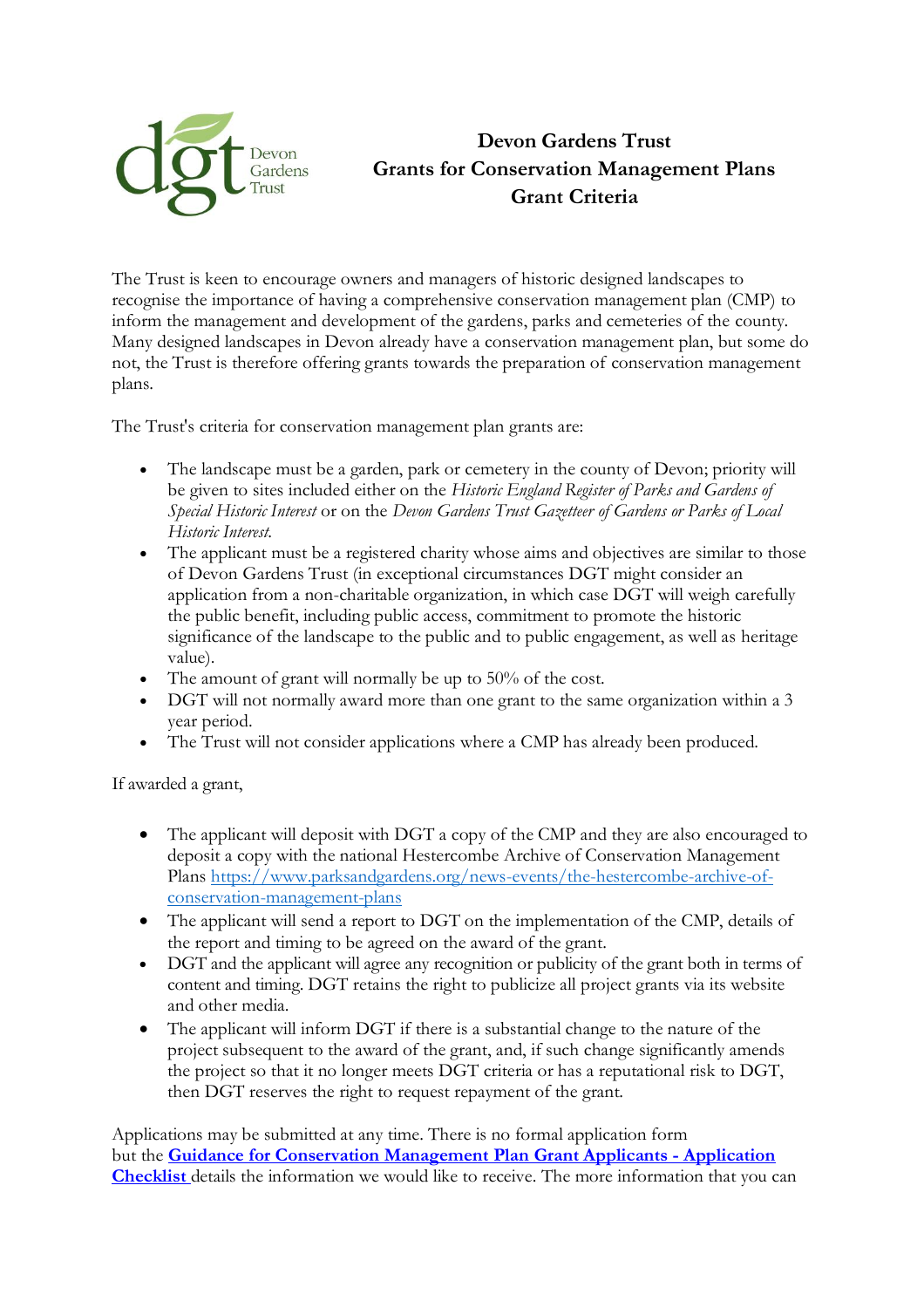# Devon Gardens Trust
# Grants for Conservation Management Plans
# Grant Criteria

The Trust is keen to encourage owners and managers of historic designed landscapes to recognise the importance of having a comprehensive conservation management plan (CMP) to inform the management and development of the gardens, parks and cemeteries of the county. Many designed landscapes in Devon already have a conservation management plan, but some do not, the Trust is therefore offering grants towards the preparation of conservation management plans.

The Trust's criteria for conservation management plan grants are:

- The landscape must be a garden, park or cemetery in the county of Devon; priority will be given to sites included either on the *Historic England Register of Parks and Gardens of Special Historic Interest* or on the *Devon Gardens Trust Gazetteer of Gardens or Parks of Local Historic Interest.*
- The applicant must be a registered charity whose aims and objectives are similar to those of Devon Gardens Trust (in exceptional circumstances DGT might consider an application from a non-charitable organization, in which case DGT will weigh carefully the public benefit, including public access, commitment to promote the historic significance of the landscape to the public and to public engagement, as well as heritage value).
- The amount of grant will normally be up to 50% of the cost.
- DGT will not normally award more than one grant to the same organization within a 3 year period.
- The Trust will not consider applications where a CMP has already been produced.

If awarded a grant,

- The applicant will deposit with DGT a copy of the CMP and they are also encouraged to deposit a copy with the national Hestercombe Archive of Conservation Management Plans https://www.parksandgardens.org/news-events/the-hestercombe-archive-of-conservation-management-plans
- The applicant will send a report to DGT on the implementation of the CMP, details of the report and timing to be agreed on the award of the grant.
- DGT and the applicant will agree any recognition or publicity of the grant both in terms of content and timing. DGT retains the right to publicize all project grants via its website and other media.
- The applicant will inform DGT if there is a substantial change to the nature of the project subsequent to the award of the grant, and, if such change significantly amends the project so that it no longer meets DGT criteria or has a reputational risk to DGT, then DGT reserves the right to request repayment of the grant.

Applications may be submitted at any time. There is no formal application form but the **Guidance for Conservation Management Plan Grant Applicants - Application Checklist** details the information we would like to receive. The more information that you can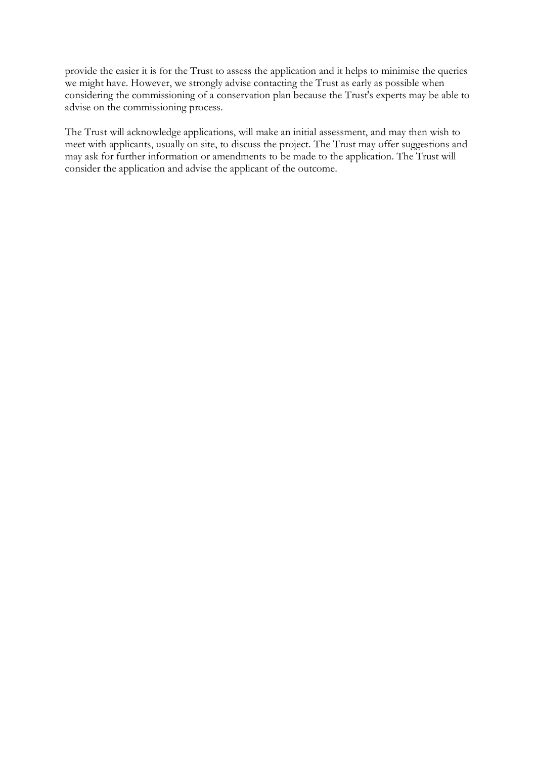provide the easier it is for the Trust to assess the application and it helps to minimise the queries we might have. However, we strongly advise contacting the Trust as early as possible when considering the commissioning of a conservation plan because the Trust's experts may be able to advise on the commissioning process.

The Trust will acknowledge applications, will make an initial assessment, and may then wish to meet with applicants, usually on site, to discuss the project. The Trust may offer suggestions and may ask for further information or amendments to be made to the application. The Trust will consider the application and advise the applicant of the outcome.